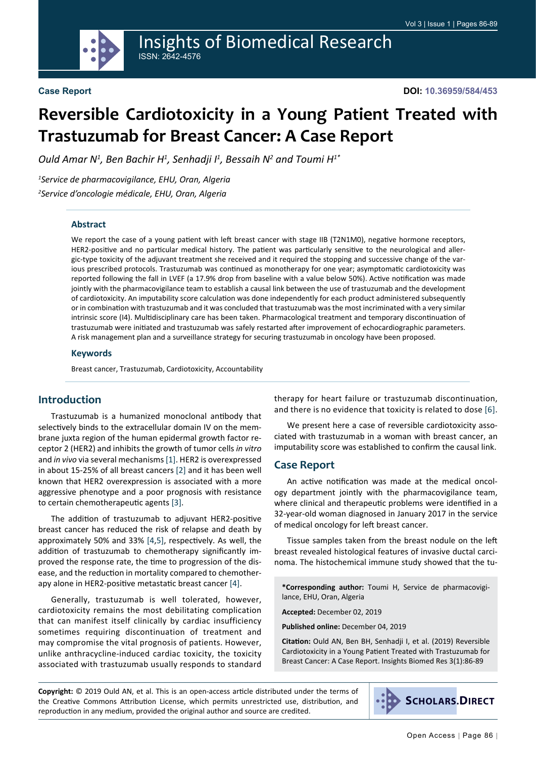**Case Report**

**DOI: 10.36959/584/453**

# Reversible Cardiotoxicity in a Young Patient Treated with Trastuzumab for Breast Cancer: A Case Report

*Ould Amar N[1], Ben Bachir H[1], Senhadji I[1], Bessaih N[2] and Toumi H[1*]*

*[1]Service de pharmacovigilance, EHU, Oran, Algeria*

*[2]Service d'oncologie médicale, EHU, Oran, Algeria*

### Abstract

We report the case of a young patient with left breast cancer with stage IIB (T2N1M0), negative hormone receptors, HER2-positive and no particular medical history. The patient was particularly sensitive to the neurological and allergic-type toxicity of the adjuvant treatment she received and it required the stopping and successive change of the various prescribed protocols. Trastuzumab was continued as monotherapy for one year; asymptomatic cardiotoxicity was reported following the fall in LVEF (a 17.9% drop from baseline with a value below 50%). Active notification was made jointly with the pharmacovigilance team to establish a causal link between the use of trastuzumab and the development of cardiotoxicity. An imputability score calculation was done independently for each product administered subsequently or in combination with trastuzumab and it was concluded that trastuzumab was the most incriminated with a very similar intrinsic score (I4). Multidisciplinary care has been taken. Pharmacological treatment and temporary discontinuation of trastuzumab were initiated and trastuzumab was safely restarted after improvement of echocardiographic parameters. A risk management plan and a surveillance strategy for securing trastuzumab in oncology have been proposed.

### Keywords

Breast cancer, Trastuzumab, Cardiotoxicity, Accountability

## Introduction

Trastuzumab is a humanized monoclonal antibody that selectively binds to the extracellular domain IV on the membrane juxta region of the human epidermal growth factor receptor 2 (HER2) and inhibits the growth of tumor cells *in vitro* and *in vivo* via several mechanisms [1]. HER2 is overexpressed in about 15-25% of all breast cancers [2] and it has been well known that HER2 overexpression is associated with a more aggressive phenotype and a poor prognosis with resistance to certain chemotherapeutic agents [3].

The addition of trastuzumab to adjuvant HER2-positive breast cancer has reduced the risk of relapse and death by approximately 50% and 33% [4,5], respectively. As well, the addition of trastuzumab to chemotherapy significantly improved the response rate, the time to progression of the disease, and the reduction in mortality compared to chemotherapy alone in HER2-positive metastatic breast cancer [4].

Generally, trastuzumab is well tolerated, however, cardiotoxicity remains the most debilitating complication that can manifest itself clinically by cardiac insufficiency sometimes requiring discontinuation of treatment and may compromise the vital prognosis of patients. However, unlike anthracycline-induced cardiac toxicity, the toxicity associated with trastuzumab usually responds to standard therapy for heart failure or trastuzumab discontinuation, and there is no evidence that toxicity is related to dose [6].

We present here a case of reversible cardiotoxicity associated with trastuzumab in a woman with breast cancer, an imputability score was established to confirm the causal link.

## Case Report

An active notification was made at the medical oncology department jointly with the pharmacovigilance team, where clinical and therapeutic problems were identified in a 32-year-old woman diagnosed in January 2017 in the service of medical oncology for left breast cancer.

Tissue samples taken from the breast nodule on the left breast revealed histological features of invasive ductal carcinoma. The histochemical immune study showed that the tu-

**\*Corresponding author:** Toumi H, Service de pharmacovigilance, EHU, Oran, Algeria

**Accepted:** December 02, 2019

**Published online:** December 04, 2019

**Citation:** Ould AN, Ben BH, Senhadji I, et al. (2019) Reversible Cardiotoxicity in a Young Patient Treated with Trastuzumab for Breast Cancer: A Case Report. Insights Biomed Res 3(1):86-89

**Copyright:** © 2019 Ould AN, et al. This is an open-access article distributed under the terms of the Creative Commons Attribution License, which permits unrestricted use, distribution, and reproduction in any medium, provided the original author and source are credited.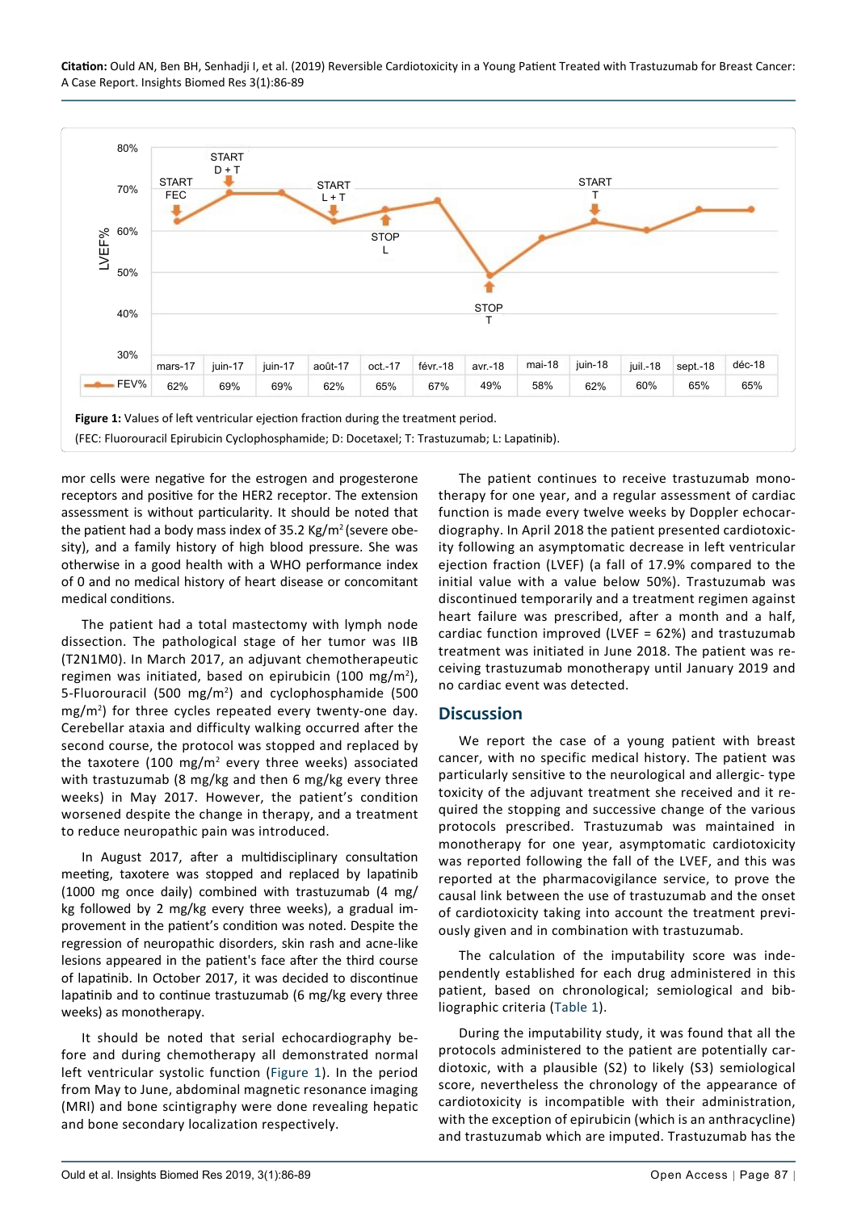| | mars-17 | juin-17 | juin-17 | août-17 | oct.-17 | févr.-18 | avr.-18 | mai-18 | juin-18 | juil.-18 | sept.-18 | déc-18 |
|---|---|---|---|---|---|---|---|---|---|---|---|---|
| FEV% | 62% | 69% | 69% | 62% | 65% | 67% | 49% | 58% | 62% | 60% | 65% | 65% |

**Figure 1:** Values of left ventricular ejection fraction during the treatment period.

(FEC: Fluorouracil Epirubicin Cyclophosphamide; D: Docetaxel; T: Trastuzumab; L: Lapatinib).

mor cells were negative for the estrogen and progesterone receptors and positive for the HER2 receptor. The extension assessment is without particularity. It should be noted that the patient had a body mass index of 35.2 $Kg/m^2$ (severe obesity), and a family history of high blood pressure. She was otherwise in a good health with a WHO performance index of 0 and no medical history of heart disease or concomitant medical conditions.

The patient had a total mastectomy with lymph node dissection. The pathological stage of her tumor was IIB (T2N1M0). In March 2017, an adjuvant chemotherapeutic regimen was initiated, based on epirubicin (100 $mg/m^2$), 5-Fluorouracil (500 $mg/m^2$) and cyclophosphamide (500 $mg/m^2$) for three cycles repeated every twenty-one day. Cerebellar ataxia and difficulty walking occurred after the second course, the protocol was stopped and replaced by the taxotere (100 $mg/m^2$ every three weeks) associated with trastuzumab (8 mg/kg and then 6 mg/kg every three weeks) in May 2017. However, the patient's condition worsened despite the change in therapy, and a treatment to reduce neuropathic pain was introduced.

In August 2017, after a multidisciplinary consultation meeting, taxotere was stopped and replaced by lapatinib (1000 mg once daily) combined with trastuzumab (4 mg/kg followed by 2 mg/kg every three weeks), a gradual improvement in the patient's condition was noted. Despite the regression of neuropathic disorders, skin rash and acne-like lesions appeared in the patient's face after the third course of lapatinib. In October 2017, it was decided to discontinue lapatinib and to continue trastuzumab (6 mg/kg every three weeks) as monotherapy.

It should be noted that serial echocardiography before and during chemotherapy all demonstrated normal left ventricular systolic function (Figure 1). In the period from May to June, abdominal magnetic resonance imaging (MRI) and bone scintigraphy were done revealing hepatic and bone secondary localization respectively.

The patient continues to receive trastuzumab monotherapy for one year, and a regular assessment of cardiac function is made every twelve weeks by Doppler echocardiography. In April 2018 the patient presented cardiotoxicity following an asymptomatic decrease in left ventricular ejection fraction (LVEF) (a fall of 17.9% compared to the initial value with a value below 50%). Trastuzumab was discontinued temporarily and a treatment regimen against heart failure was prescribed, after a month and a half, cardiac function improved (LVEF = 62%) and trastuzumab treatment was initiated in June 2018. The patient was receiving trastuzumab monotherapy until January 2019 and no cardiac event was detected.

## Discussion

We report the case of a young patient with breast cancer, with no specific medical history. The patient was particularly sensitive to the neurological and allergic- type toxicity of the adjuvant treatment she received and it required the stopping and successive change of the various protocols prescribed. Trastuzumab was maintained in monotherapy for one year, asymptomatic cardiotoxicity was reported following the fall of the LVEF, and this was reported at the pharmacovigilance service, to prove the causal link between the use of trastuzumab and the onset of cardiotoxicity taking into account the treatment previously given and in combination with trastuzumab.

The calculation of the imputability score was independently established for each drug administered in this patient, based on chronological; semiological and bibliographic criteria (Table 1).

During the imputability study, it was found that all the protocols administered to the patient are potentially cardiotoxic, with a plausible (S2) to likely (S3) semiological score, nevertheless the chronology of the appearance of cardiotoxicity is incompatible with their administration, with the exception of epirubicin (which is an anthracycline) and trastuzumab which are imputed. Trastuzumab has the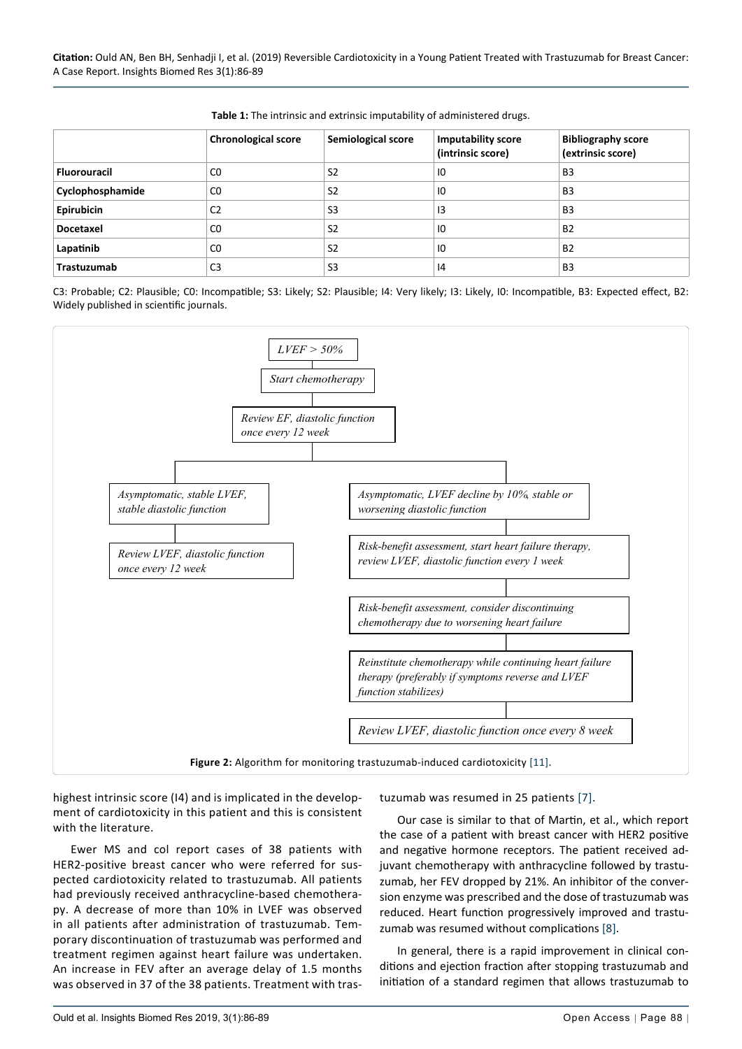**Table 1:** The intrinsic and extrinsic imputability of administered drugs.

| | Chronological score | Semiological score | Imputability score (intrinsic score) | Bibliography score (extrinsic score) |
|---|---|---|---|---|
| **Fluorouracil** | C0 | S2 | I0 | B3 |
| **Cyclophosphamide** | C0 | S2 | I0 | B3 |
| **Epirubicin** | C2 | S3 | I3 | B3 |
| **Docetaxel** | C0 | S2 | I0 | B2 |
| **Lapatinib** | C0 | S2 | I0 | B2 |
| **Trastuzumab** | C3 | S3 | I4 | B3 |

C3: Probable; C2: Plausible; C0: Incompatible; S3: Likely; S2: Plausible; I4: Very likely; I3: Likely, I0: Incompatible, B3: Expected effect, B2: Widely published in scientific journals.

*LVEF > 50%*

*Start chemotherapy*

*Review EF, diastolic function once every 12 week*

- *Asymptomatic, stable LVEF, stable diastolic function*
  - *Review LVEF, diastolic function once every 12 week*
- *Asymptomatic, LVEF decline by 10%, stable or worsening diastolic function*
  - *Risk-benefit assessment, start heart failure therapy, review LVEF, diastolic function every 1 week*
  - *Risk-benefit assessment, consider discontinuing chemotherapy due to worsening heart failure*
  - *Reinstitute chemotherapy while continuing heart failure therapy (preferably if symptoms reverse and LVEF function stabilizes)*
  - *Review LVEF, diastolic function once every 8 week*

**Figure 2:** Algorithm for monitoring trastuzumab-induced cardiotoxicity [11].

highest intrinsic score (I4) and is implicated in the development of cardiotoxicity in this patient and this is consistent with the literature.

Ewer MS and col report cases of 38 patients with HER2-positive breast cancer who were referred for suspected cardiotoxicity related to trastuzumab. All patients had previously received anthracycline-based chemotherapy. A decrease of more than 10% in LVEF was observed in all patients after administration of trastuzumab. Temporary discontinuation of trastuzumab was performed and treatment regimen against heart failure was undertaken. An increase in FEV after an average delay of 1.5 months was observed in 37 of the 38 patients. Treatment with trastuzumab was resumed in 25 patients [7].

Our case is similar to that of Martin, et al., which report the case of a patient with breast cancer with HER2 positive and negative hormone receptors. The patient received adjuvant chemotherapy with anthracycline followed by trastuzumab, her FEV dropped by 21%. An inhibitor of the conversion enzyme was prescribed and the dose of trastuzumab was reduced. Heart function progressively improved and trastuzumab was resumed without complications [8].

In general, there is a rapid improvement in clinical conditions and ejection fraction after stopping trastuzumab and initiation of a standard regimen that allows trastuzumab to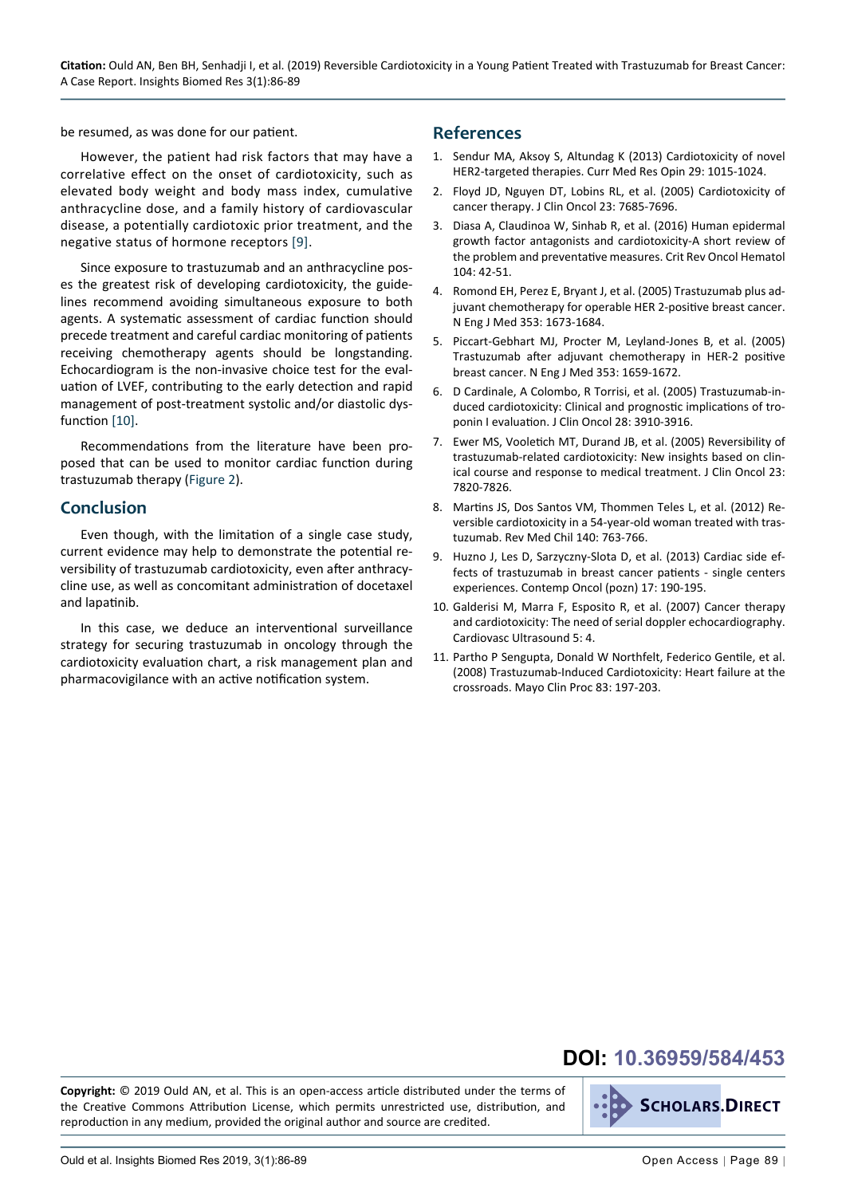be resumed, as was done for our patient.

However, the patient had risk factors that may have a correlative effect on the onset of cardiotoxicity, such as elevated body weight and body mass index, cumulative anthracycline dose, and a family history of cardiovascular disease, a potentially cardiotoxic prior treatment, and the negative status of hormone receptors [9].

Since exposure to trastuzumab and an anthracycline poses the greatest risk of developing cardiotoxicity, the guidelines recommend avoiding simultaneous exposure to both agents. A systematic assessment of cardiac function should precede treatment and careful cardiac monitoring of patients receiving chemotherapy agents should be longstanding. Echocardiogram is the non-invasive choice test for the evaluation of LVEF, contributing to the early detection and rapid management of post-treatment systolic and/or diastolic dysfunction [10].

Recommendations from the literature have been proposed that can be used to monitor cardiac function during trastuzumab therapy (Figure 2).

## Conclusion

Even though, with the limitation of a single case study, current evidence may help to demonstrate the potential reversibility of trastuzumab cardiotoxicity, even after anthracycline use, as well as concomitant administration of docetaxel and lapatinib.

In this case, we deduce an interventional surveillance strategy for securing trastuzumab in oncology through the cardiotoxicity evaluation chart, a risk management plan and pharmacovigilance with an active notification system.

## References

1. Sendur MA, Aksoy S, Altundag K (2013) Cardiotoxicity of novel HER2-targeted therapies. Curr Med Res Opin 29: 1015-1024.
2. Floyd JD, Nguyen DT, Lobins RL, et al. (2005) Cardiotoxicity of cancer therapy. J Clin Oncol 23: 7685-7696.
3. Diasa A, Claudinoa W, Sinhab R, et al. (2016) Human epidermal growth factor antagonists and cardiotoxicity-A short review of the problem and preventative measures. Crit Rev Oncol Hematol 104: 42-51.
4. Romond EH, Perez E, Bryant J, et al. (2005) Trastuzumab plus adjuvant chemotherapy for operable HER 2-positive breast cancer. N Eng J Med 353: 1673-1684.
5. Piccart-Gebhart MJ, Procter M, Leyland-Jones B, et al. (2005) Trastuzumab after adjuvant chemotherapy in HER-2 positive breast cancer. N Eng J Med 353: 1659-1672.
6. D Cardinale, A Colombo, R Torrisi, et al. (2005) Trastuzumab-induced cardiotoxicity: Clinical and prognostic implications of troponin I evaluation. J Clin Oncol 28: 3910-3916.
7. Ewer MS, Vooletich MT, Durand JB, et al. (2005) Reversibility of trastuzumab-related cardiotoxicity: New insights based on clinical course and response to medical treatment. J Clin Oncol 23: 7820-7826.
8. Martins JS, Dos Santos VM, Thommen Teles L, et al. (2012) Reversible cardiotoxicity in a 54-year-old woman treated with trastuzumab. Rev Med Chil 140: 763-766.
9. Huzno J, Les D, Sarzyczny-Slota D, et al. (2013) Cardiac side effects of trastuzumab in breast cancer patients - single centers experiences. Contemp Oncol (pozn) 17: 190-195.
10. Galderisi M, Marra F, Esposito R, et al. (2007) Cancer therapy and cardiotoxicity: The need of serial doppler echocardiography. Cardiovasc Ultrasound 5: 4.
11. Partho P Sengupta, Donald W Northfelt, Federico Gentile, et al. (2008) Trastuzumab-Induced Cardiotoxicity: Heart failure at the crossroads. Mayo Clin Proc 83: 197-203.

**DOI: 10.36959/584/453**

**Copyright:** © 2019 Ould AN, et al. This is an open-access article distributed under the terms of the Creative Commons Attribution License, which permits unrestricted use, distribution, and reproduction in any medium, provided the original author and source are credited.